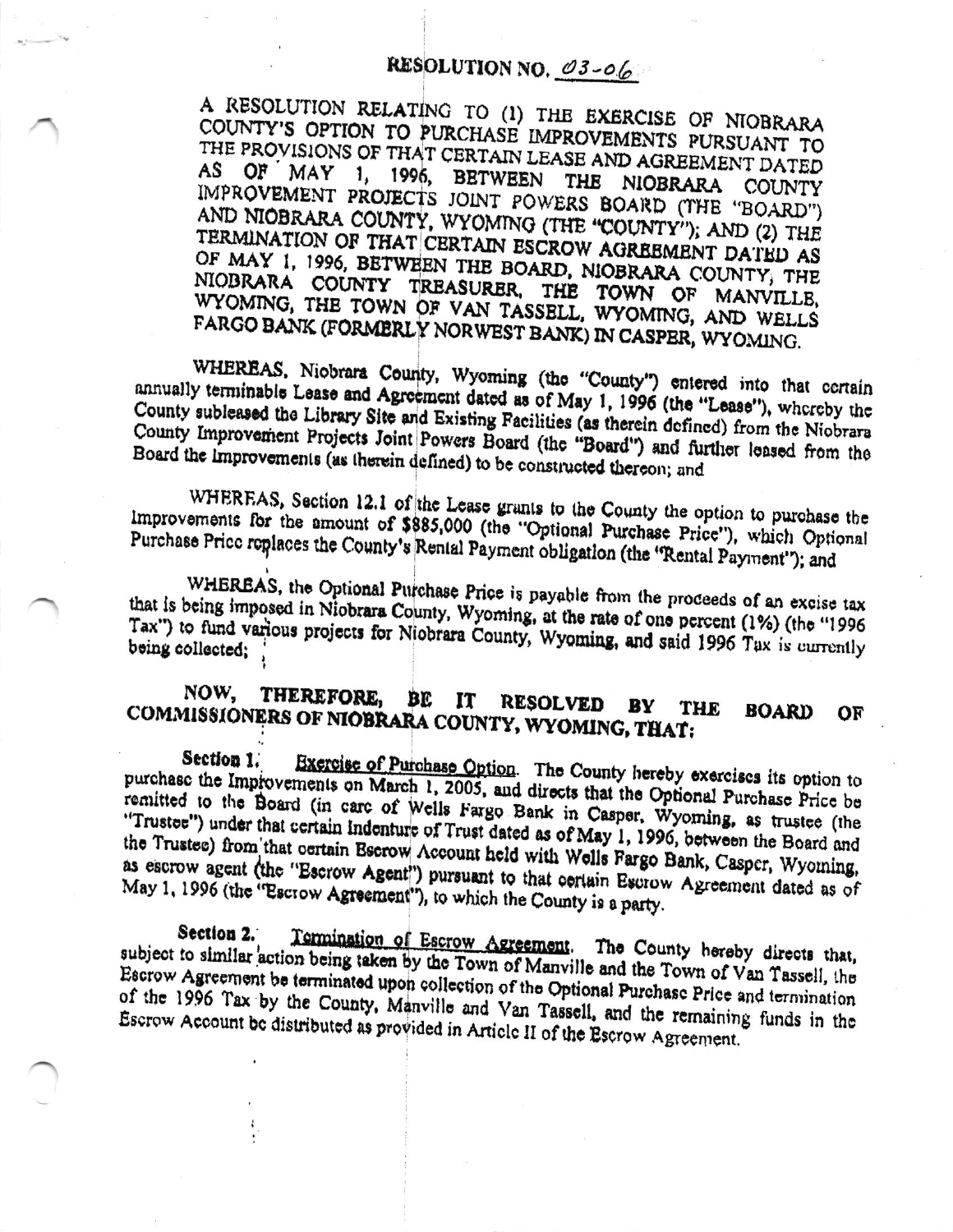# RESOLUTION NO. 03-06

A RESOLUTION RELATING TO (1) THE EXERCISE OF NIOBRARA COUNTY'S OPTION TO PURCHASE IMPROVEMENTS PURSUANT TO THE PROVISIONS OF THAT CERTAIN LEASE AND AGREEMENT DATED AS OF MAY 1, 1996, BETWEEN THE NIOBRARA COUNTY IMPROVEMENT PROJECTS JOINT POWERS BOARD (THE "BOARD") AND NIOBRARA COUNTY, WYOMING (THE "COUNTY"); AND (2) THE TERMINATION OF THAT CERTAIN ESCROW AGREEMENT DATED AS OF MAY 1, 1996, BETWEEN THE BOARD, NIOBRARA COUNTY, THE NIOBRARA COUNTY TREASURER, THE TOWN OF MANVILLE, WYOMING, THE TOWN OF VAN TASSELL, WYOMING, AND WELLS FARGO BANK (FORMERLY NORWEST BANK) IN CASPER, WYOMING.

WHEREAS, Niobrara County, Wyoming (the "County") entered into that certain annually terminable Lease and Agreement dated as of May 1, 1996 (the "Lease"), whereby the County subleased the Library Site and Existing Facilities (as therein defined) from the Niobrara County Improvement Projects Joint Powers Board (the "Board") and further leased from the Board the Improvements (as therein defined) to be constructed thereon; and

WHEREAS, Section 12.1 of the Lease grants to the County the option to purchase the Improvements for the amount of $885,000 (the "Optional Purchase Price"), which Optional Purchase Price replaces the County's Rental Payment obligation (the "Rental Payment"); and

WHEREAS, the Optional Purchase Price is payable from the proceeds of an excise tax that is being imposed in Niobrara County, Wyoming, at the rate of one percent (1%) (the "1996 Tax") to fund various projects for Niobrara County, Wyoming, and said 1996 Tax is currently being collected;

NOW, THEREFORE, BE IT RESOLVED BY THE BOARD OF COMMISSIONERS OF NIOBRARA COUNTY, WYOMING, THAT:

**Section 1.** Exercise of Purchase Option. The County hereby exercises its option to purchase the Improvements on March 1, 2005, and directs that the Optional Purchase Price be remitted to the Board (in care of Wells Fargo Bank in Casper, Wyoming, as trustee (the "Trustee") under that certain Indenture of Trust dated as of May 1, 1996, between the Board and the Trustee) from that certain Escrow Account held with Wells Fargo Bank, Casper, Wyoming, as escrow agent (the "Escrow Agent") pursuant to that certain Escrow Agreement dated as of May 1, 1996 (the "Escrow Agreement"), to which the County is a party.

**Section 2.** Termination of Escrow Agreement. The County hereby directs that, subject to similar action being taken by the Town of Manville and the Town of Van Tassell, the Escrow Agreement be terminated upon collection of the Optional Purchase Price and termination of the 1996 Tax by the County, Manville and Van Tassell, and the remaining funds in the Escrow Account be distributed as provided in Article II of the Escrow Agreement.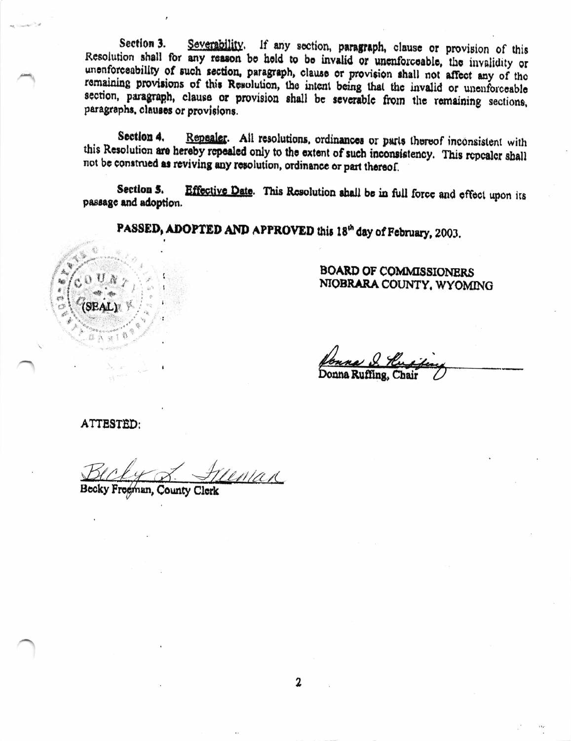**Section 3.** Severability. If any section, paragraph, clause or provision of this Resolution shall for any reason be held to be invalid or unenforceable, the invalidity or unenforceability of such section, paragraph, clause or provision shall not affect any of the remaining provisions of this Resolution, the intent being that the invalid or unenforceable section, paragraph, clause or provision shall be severable from the remaining sections, paragraphs, clauses or provisions.

**Section 4.** Repealer. All resolutions, ordinances or parts thereof inconsistent with this Resolution are hereby repealed only to the extent of such inconsistency. This repealer shall not be construed as reviving any resolution, ordinance or part thereof.

**Section 5.** Effective Date. This Resolution shall be in full force and effect upon its passage and adoption.

**PASSED, ADOPTED AND APPROVED** this 18th day of February, 2003.

(SEAL)

BOARD OF COMMISSIONERS
NIOBRARA COUNTY, WYOMING

Donna Ruffing, Chair

ATTESTED:

Becky Freeman, County Clerk